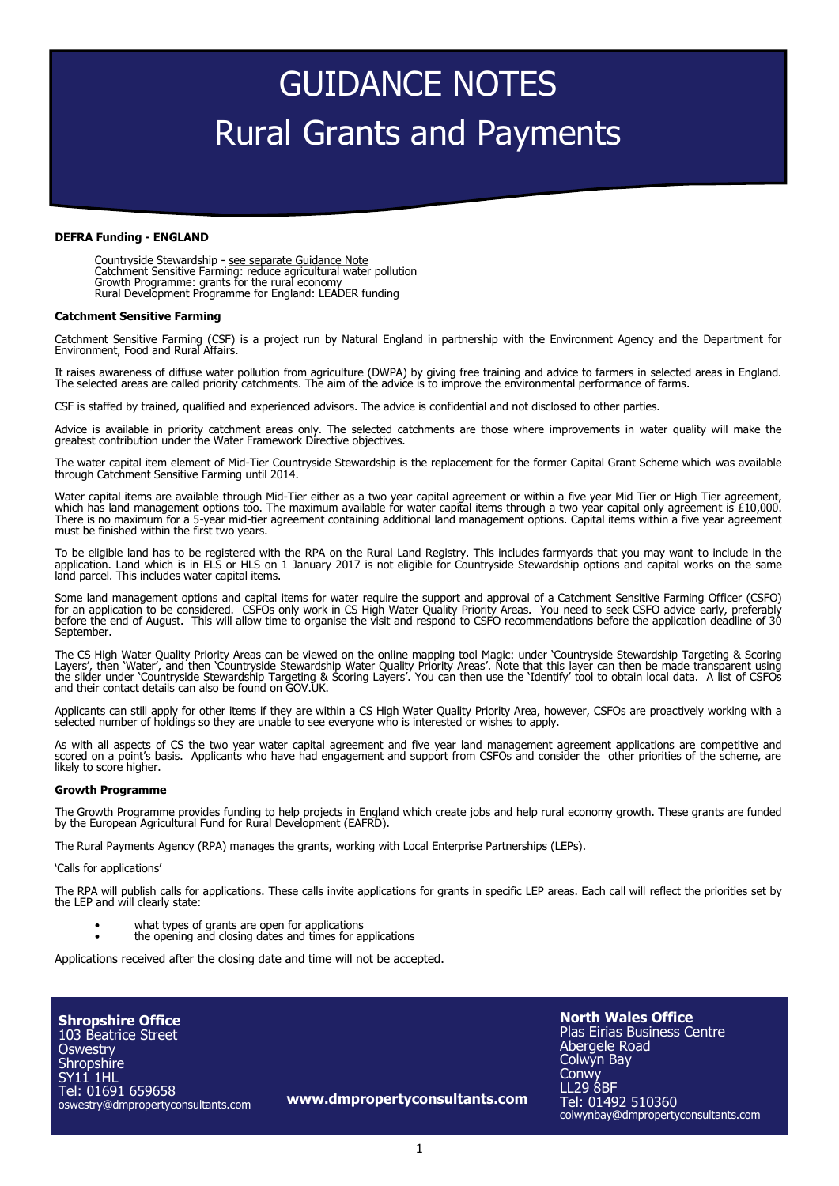# GUIDANCE NOTES
# Rural Grants and Payments

**DEFRA Funding - ENGLAND**

Countryside Stewardship - see separate Guidance Note
Catchment Sensitive Farming: reduce agricultural water pollution
Growth Programme: grants for the rural economy
Rural Development Programme for England: LEADER funding

**Catchment Sensitive Farming**

Catchment Sensitive Farming (CSF) is a project run by Natural England in partnership with the Environment Agency and the Department for Environment, Food and Rural Affairs.

It raises awareness of diffuse water pollution from agriculture (DWPA) by giving free training and advice to farmers in selected areas in England. The selected areas are called priority catchments. The aim of the advice is to improve the environmental performance of farms.

CSF is staffed by trained, qualified and experienced advisors. The advice is confidential and not disclosed to other parties.

Advice is available in priority catchment areas only. The selected catchments are those where improvements in water quality will make the greatest contribution under the Water Framework Directive objectives.

The water capital item element of Mid-Tier Countryside Stewardship is the replacement for the former Capital Grant Scheme which was available through Catchment Sensitive Farming until 2014.

Water capital items are available through Mid-Tier either as a two year capital agreement or within a five year Mid Tier or High Tier agreement, which has land management options too. The maximum available for water capital items through a two year capital only agreement is £10,000. There is no maximum for a 5-year mid-tier agreement containing additional land management options. Capital items within a five year agreement must be finished within the first two years.

To be eligible land has to be registered with the RPA on the Rural Land Registry. This includes farmyards that you may want to include in the application. Land which is in ELS or HLS on 1 January 2017 is not eligible for Countryside Stewardship options and capital works on the same land parcel. This includes water capital items.

Some land management options and capital items for water require the support and approval of a Catchment Sensitive Farming Officer (CSFO) for an application to be considered. CSFOs only work in CS High Water Quality Priority Areas. You need to seek CSFO advice early, preferably before the end of August. This will allow time to organise the visit and respond to CSFO recommendations before the application deadline of 30 September.

The CS High Water Quality Priority Areas can be viewed on the online mapping tool Magic: under 'Countryside Stewardship Targeting & Scoring Layers', then 'Water', and then 'Countryside Stewardship Water Quality Priority Areas'. Note that this layer can then be made transparent using the slider under 'Countryside Stewardship Targeting & Scoring Layers'. You can then use the 'Identify' tool to obtain local data. A list of CSFOs and their contact details can also be found on GOV.UK.

Applicants can still apply for other items if they are within a CS High Water Quality Priority Area, however, CSFOs are proactively working with a selected number of holdings so they are unable to see everyone who is interested or wishes to apply.

As with all aspects of CS the two year water capital agreement and five year land management agreement applications are competitive and scored on a point's basis. Applicants who have had engagement and support from CSFOs and consider the other priorities of the scheme, are likely to score higher.

**Growth Programme**

The Growth Programme provides funding to help projects in England which create jobs and help rural economy growth. These grants are funded by the European Agricultural Fund for Rural Development (EAFRD).

The Rural Payments Agency (RPA) manages the grants, working with Local Enterprise Partnerships (LEPs).

'Calls for applications'

The RPA will publish calls for applications. These calls invite applications for grants in specific LEP areas. Each call will reflect the priorities set by the LEP and will clearly state:

- what types of grants are open for applications
- the opening and closing dates and times for applications

Applications received after the closing date and time will not be accepted.

**Shropshire Office**
103 Beatrice Street
Oswestry
Shropshire
SY11 1HL
Tel: 01691 659658
oswestry@dmpropertyconsultants.com

**www.dmpropertyconsultants.com**

**North Wales Office**
Plas Eirias Business Centre
Abergele Road
Colwyn Bay
Conwy
LL29 8BF
Tel: 01492 510360
colwynbay@dmpropertyconsultants.com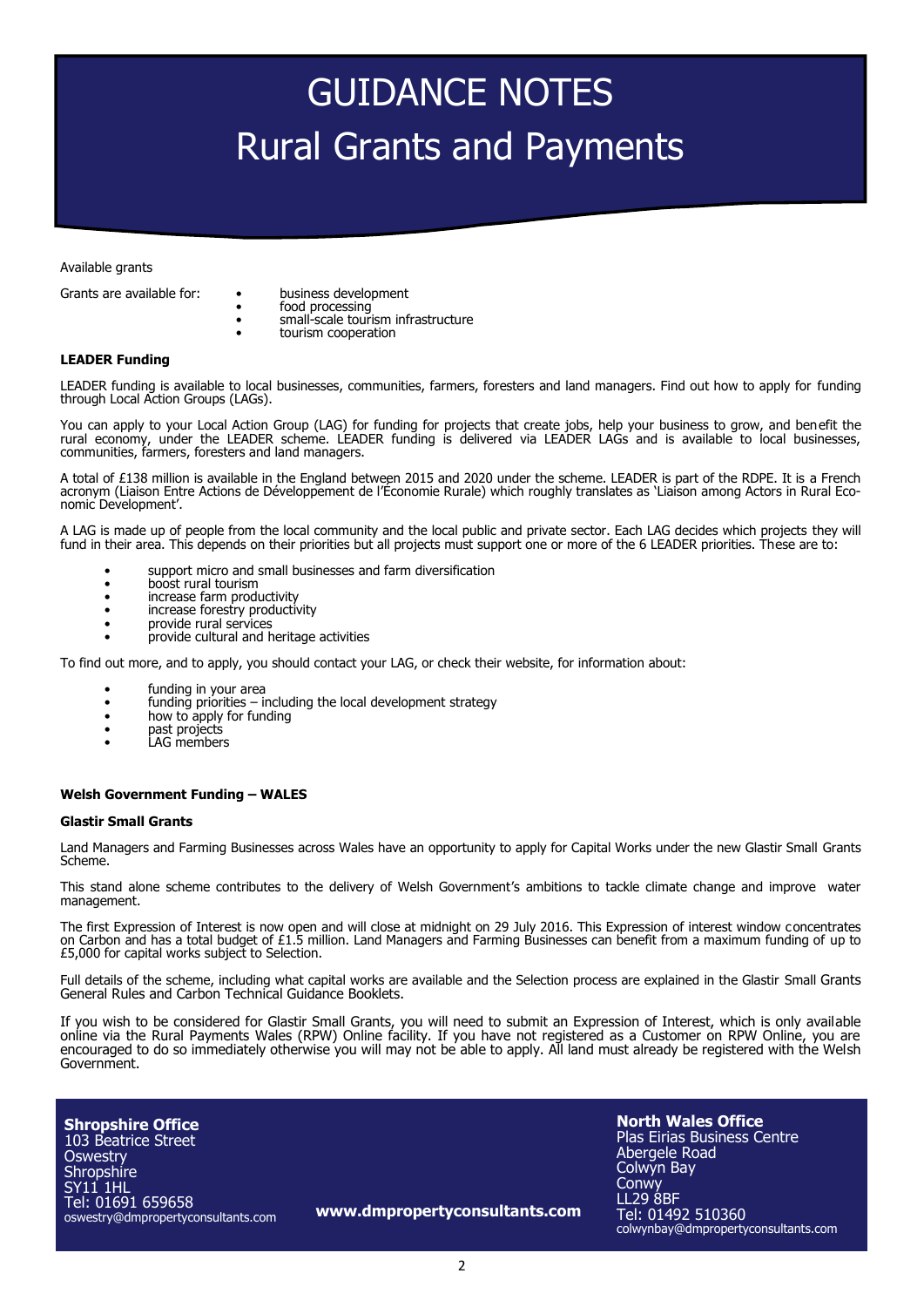# GUIDANCE NOTES
# Rural Grants and Payments

Available grants

Grants are available for:

- business development
- food processing
- small-scale tourism infrastructure
- tourism cooperation

**LEADER Funding**

LEADER funding is available to local businesses, communities, farmers, foresters and land managers. Find out how to apply for funding through Local Action Groups (LAGs).

You can apply to your Local Action Group (LAG) for funding for projects that create jobs, help your business to grow, and benefit the rural economy, under the LEADER scheme. LEADER funding is delivered via LEADER LAGs and is available to local businesses, communities, farmers, foresters and land managers.

A total of £138 million is available in the England between 2015 and 2020 under the scheme. LEADER is part of the RDPE. It is a French acronym (Liaison Entre Actions de Développement de l'Économie Rurale) which roughly translates as 'Liaison among Actors in Rural Economic Development'.

A LAG is made up of people from the local community and the local public and private sector. Each LAG decides which projects they will fund in their area. This depends on their priorities but all projects must support one or more of the 6 LEADER priorities. These are to:

- support micro and small businesses and farm diversification
- boost rural tourism
- increase farm productivity
- increase forestry productivity
- provide rural services
- provide cultural and heritage activities

To find out more, and to apply, you should contact your LAG, or check their website, for information about:

- funding in your area
- funding priorities – including the local development strategy
- how to apply for funding
- past projects
- LAG members

**Welsh Government Funding – WALES**

**Glastir Small Grants**

Land Managers and Farming Businesses across Wales have an opportunity to apply for Capital Works under the new Glastir Small Grants Scheme.

This stand alone scheme contributes to the delivery of Welsh Government's ambitions to tackle climate change and improve water management.

The first Expression of Interest is now open and will close at midnight on 29 July 2016. This Expression of interest window concentrates on Carbon and has a total budget of £1.5 million. Land Managers and Farming Businesses can benefit from a maximum funding of up to £5,000 for capital works subject to Selection.

Full details of the scheme, including what capital works are available and the Selection process are explained in the Glastir Small Grants General Rules and Carbon Technical Guidance Booklets.

If you wish to be considered for Glastir Small Grants, you will need to submit an Expression of Interest, which is only available online via the Rural Payments Wales (RPW) Online facility. If you have not registered as a Customer on RPW Online, you are encouraged to do so immediately otherwise you will may not be able to apply. All land must already be registered with the Welsh Government.

**Shropshire Office**
103 Beatrice Street
Oswestry
Shropshire
SY11 1HL
Tel: 01691 659658
oswestry@dmpropertyconsultants.com

**www.dmpropertyconsultants.com**

**North Wales Office**
Plas Eirias Business Centre
Abergele Road
Colwyn Bay
Conwy
LL29 8BF
Tel: 01492 510360
colwynbay@dmpropertyconsultants.com